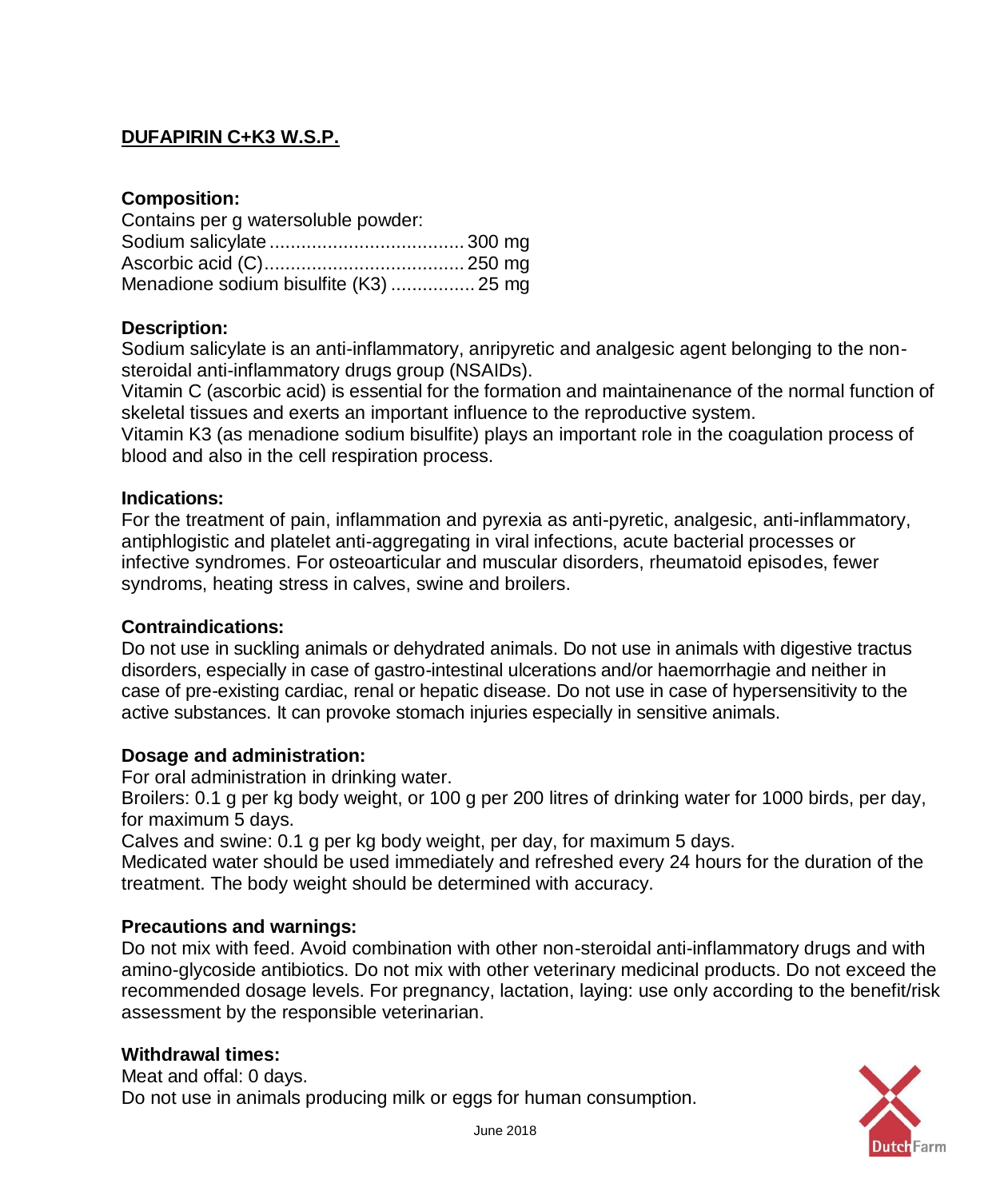## DUFAPIRIN C+K3 W.S.P.

### Composition:

Contains per g watersoluble powder:
Sodium salicylate ..................................... 300 mg
Ascorbic acid (C)...................................... 250 mg
Menadione sodium bisulfite (K3) ................ 25 mg

### Description:

Sodium salicylate is an anti-inflammatory, anripyretic and analgesic agent belonging to the non-steroidal anti-inflammatory drugs group (NSAIDs).
Vitamin C (ascorbic acid) is essential for the formation and maintainenance of the normal function of skeletal tissues and exerts an important influence to the reproductive system.
Vitamin K3 (as menadione sodium bisulfite) plays an important role in the coagulation process of blood and also in the cell respiration process.

### Indications:

For the treatment of pain, inflammation and pyrexia as anti-pyretic, analgesic, anti-inflammatory, antiphlogistic and platelet anti-aggregating in viral infections, acute bacterial processes or infective syndromes. For osteoarticular and muscular disorders, rheumatoid episodes, fewer syndroms, heating stress in calves, swine and broilers.

### Contraindications:

Do not use in suckling animals or dehydrated animals. Do not use in animals with digestive tractus disorders, especially in case of gastro-intestinal ulcerations and/or haemorrhagie and neither in case of pre-existing cardiac, renal or hepatic disease. Do not use in case of hypersensitivity to the active substances. It can provoke stomach injuries especially in sensitive animals.

### Dosage and administration:

For oral administration in drinking water.
Broilers: 0.1 g per kg body weight, or 100 g per 200 litres of drinking water for 1000 birds, per day, for maximum 5 days.
Calves and swine: 0.1 g per kg body weight, per day, for maximum 5 days.
Medicated water should be used immediately and refreshed every 24 hours for the duration of the treatment. The body weight should be determined with accuracy.

### Precautions and warnings:

Do not mix with feed. Avoid combination with other non-steroidal anti-inflammatory drugs and with amino-glycoside antibiotics. Do not mix with other veterinary medicinal products. Do not exceed the recommended dosage levels. For pregnancy, lactation, laying: use only according to the benefit/risk assessment by the responsible veterinarian.

### Withdrawal times:

Meat and offal: 0 days.
Do not use in animals producing milk or eggs for human consumption.

June 2018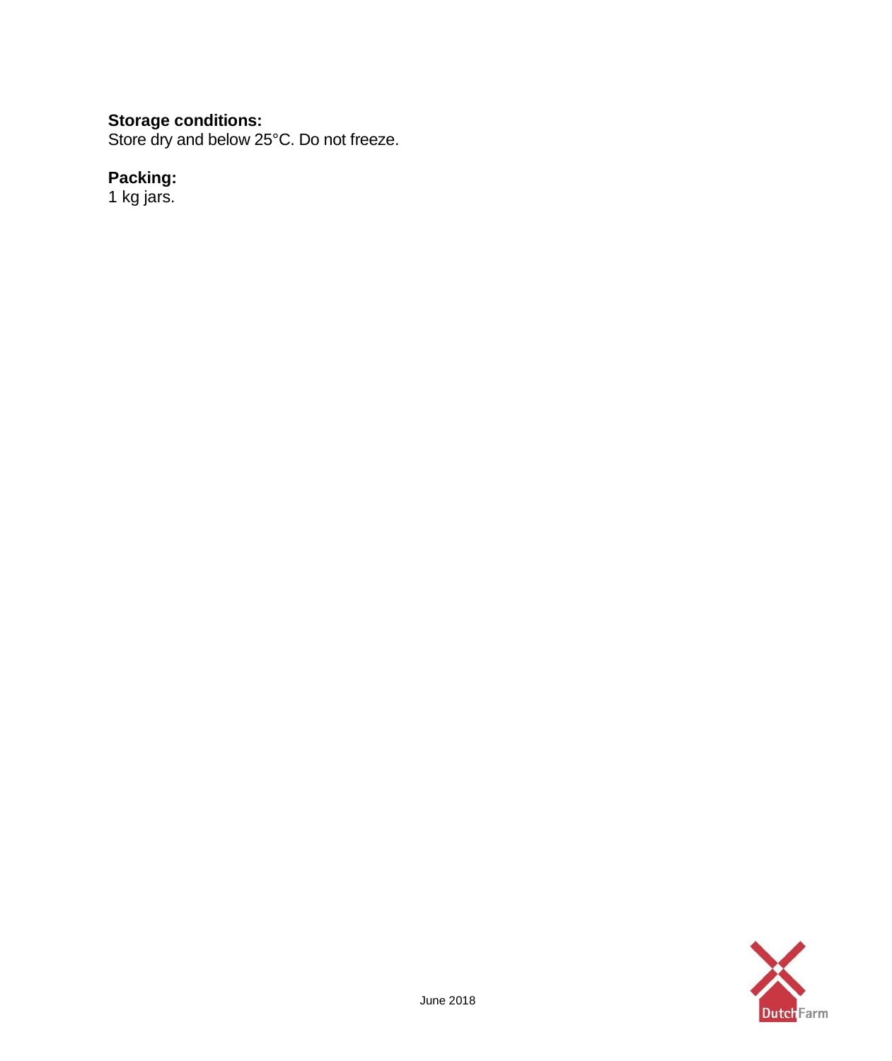**Storage conditions:**
Store dry and below 25°C. Do not freeze.

**Packing:**
1 kg jars.

June 2018